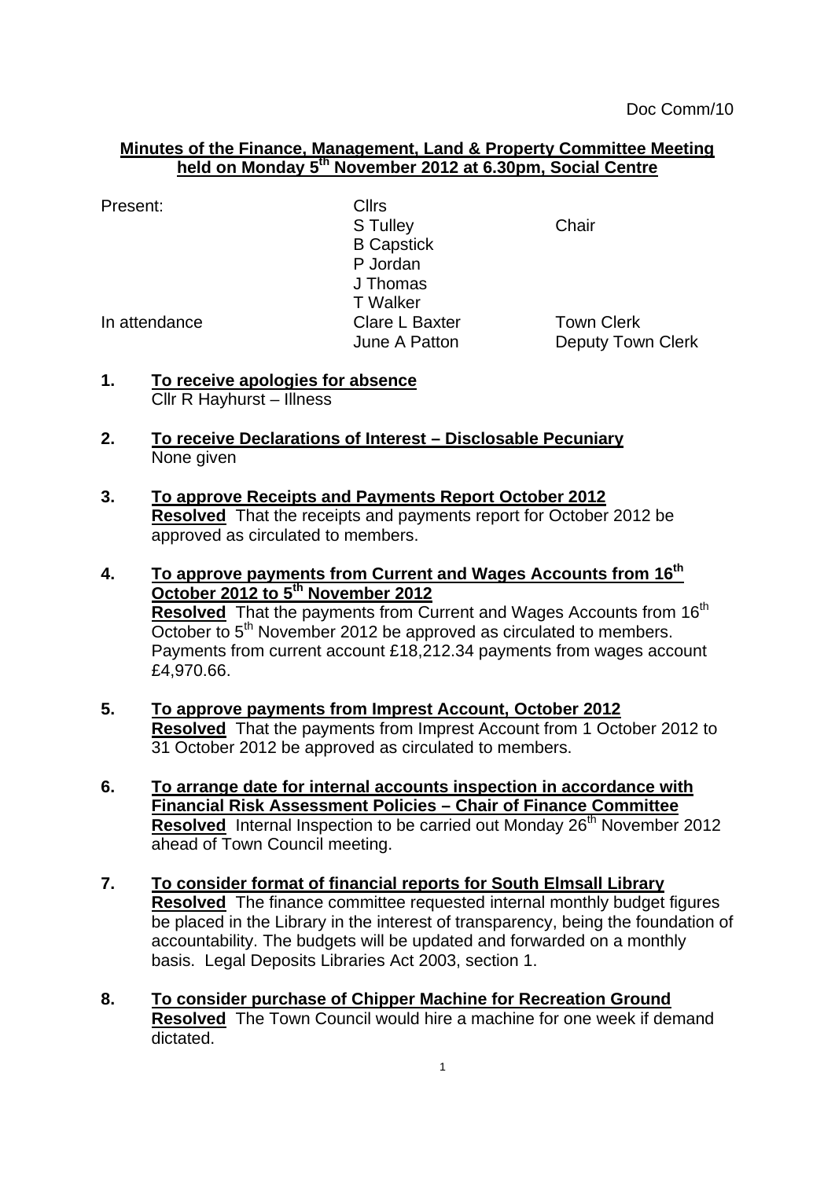Doc Comm/10

**Minutes of the Finance, Management, Land & Property Committee Meeting held on Monday 5th November 2012 at 6.30pm, Social Centre**

| Present: | Cllrs | |
|---|---|---|
| | S Tulley | Chair |
| | B Capstick | |
| | P Jordan | |
| | J Thomas | |
| | T Walker | |
| In attendance | Clare L Baxter | Town Clerk |
| | June A Patton | Deputy Town Clerk |

1. **To receive apologies for absence**
   Cllr R Hayhurst – Illness

2. **To receive Declarations of Interest – Disclosable Pecuniary**
   None given

3. **To approve Receipts and Payments Report October 2012**
   **Resolved** That the receipts and payments report for October 2012 be approved as circulated to members.

4. **To approve payments from Current and Wages Accounts from 16th October 2012 to 5th November 2012**
   **Resolved** That the payments from Current and Wages Accounts from 16th October to 5th November 2012 be approved as circulated to members. Payments from current account £18,212.34 payments from wages account £4,970.66.

5. **To approve payments from Imprest Account, October 2012**
   **Resolved** That the payments from Imprest Account from 1 October 2012 to 31 October 2012 be approved as circulated to members.

6. **To arrange date for internal accounts inspection in accordance with Financial Risk Assessment Policies – Chair of Finance Committee**
   **Resolved** Internal Inspection to be carried out Monday 26th November 2012 ahead of Town Council meeting.

7. **To consider format of financial reports for South Elmsall Library**
   **Resolved** The finance committee requested internal monthly budget figures be placed in the Library in the interest of transparency, being the foundation of accountability. The budgets will be updated and forwarded on a monthly basis. Legal Deposits Libraries Act 2003, section 1.

8. **To consider purchase of Chipper Machine for Recreation Ground**
   **Resolved** The Town Council would hire a machine for one week if demand dictated.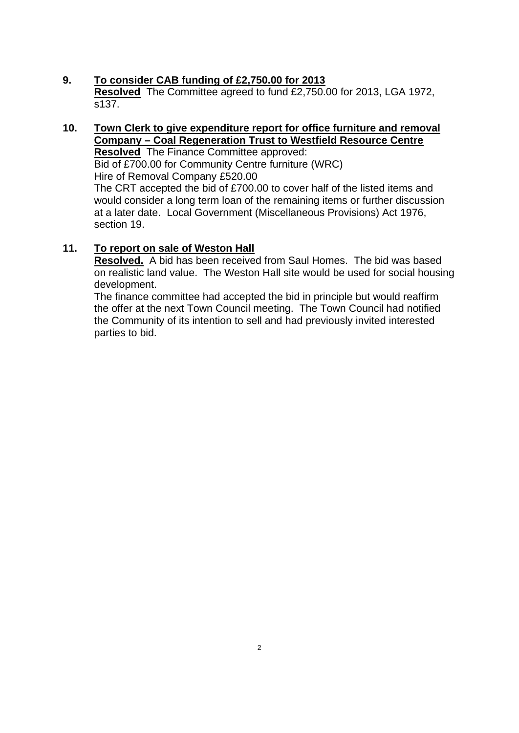**9. To consider CAB funding of £2,750.00 for 2013**

**Resolved** The Committee agreed to fund £2,750.00 for 2013, LGA 1972, s137.

**10. Town Clerk to give expenditure report for office furniture and removal Company – Coal Regeneration Trust to Westfield Resource Centre**

**Resolved** The Finance Committee approved:
Bid of £700.00 for Community Centre furniture (WRC)
Hire of Removal Company £520.00
The CRT accepted the bid of £700.00 to cover half of the listed items and would consider a long term loan of the remaining items or further discussion at a later date. Local Government (Miscellaneous Provisions) Act 1976, section 19.

**11. To report on sale of Weston Hall**

**Resolved.** A bid has been received from Saul Homes. The bid was based on realistic land value. The Weston Hall site would be used for social housing development.
The finance committee had accepted the bid in principle but would reaffirm the offer at the next Town Council meeting. The Town Council had notified the Community of its intention to sell and had previously invited interested parties to bid.